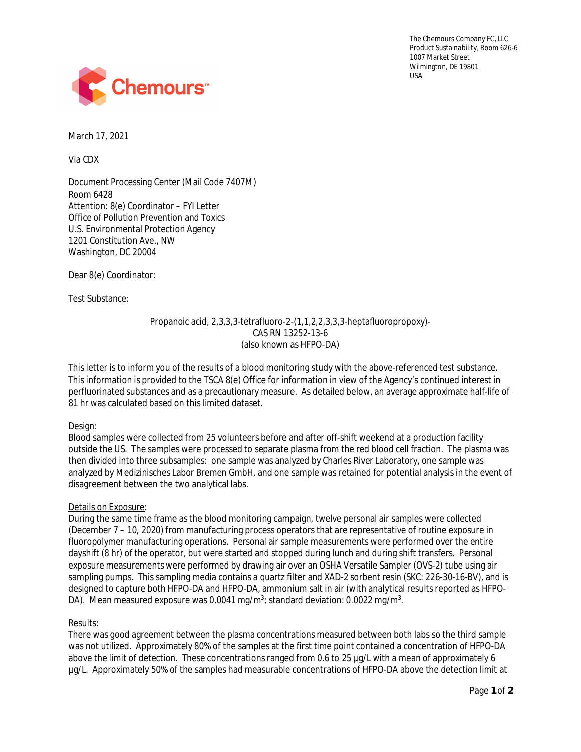The Chemours Company FC, LLC
Product Sustainability, Room 626-6
1007 Market Street
Wilmington, DE 19801
USA

Chemours™

March 17, 2021

Via CDX

Document Processing Center (Mail Code 7407M)
Room 6428
Attention: 8(e) Coordinator – FYI Letter
Office of Pollution Prevention and Toxics
U.S. Environmental Protection Agency
1201 Constitution Ave., NW
Washington, DC 20004

Dear 8(e) Coordinator:

Test Substance:

Propanoic acid, 2,3,3,3-tetrafluoro-2-(1,1,2,2,3,3,3-heptafluoropropoxy)-
CAS RN 13252-13-6
(also known as HFPO-DA)

This letter is to inform you of the results of a blood monitoring study with the above-referenced test substance. This information is provided to the TSCA 8(e) Office for information in view of the Agency's continued interest in perfluorinated substances and as a precautionary measure. As detailed below, an average approximate half-life of 81 hr was calculated based on this limited dataset.

Design:
Blood samples were collected from 25 volunteers before and after off-shift weekend at a production facility outside the US. The samples were processed to separate plasma from the red blood cell fraction. The plasma was then divided into three subsamples: one sample was analyzed by Charles River Laboratory, one sample was analyzed by Medizinisches Labor Bremen GmbH, and one sample was retained for potential analysis in the event of disagreement between the two analytical labs.

Details on Exposure:
During the same time frame as the blood monitoring campaign, twelve personal air samples were collected (December 7 – 10, 2020) from manufacturing process operators that are representative of routine exposure in fluoropolymer manufacturing operations. Personal air sample measurements were performed over the entire dayshift (8 hr) of the operator, but were started and stopped during lunch and during shift transfers. Personal exposure measurements were performed by drawing air over an OSHA Versatile Sampler (OVS-2) tube using air sampling pumps. This sampling media contains a quartz filter and XAD-2 sorbent resin (SKC: 226-30-16-BV), and is designed to capture both HFPO-DA and HFPO-DA, ammonium salt in air (with analytical results reported as HFPO-DA). Mean measured exposure was 0.0041 $mg/m^3$; standard deviation: 0.0022 $mg/m^3$.

Results:
There was good agreement between the plasma concentrations measured between both labs so the third sample was not utilized. Approximately 80% of the samples at the first time point contained a concentration of HFPO-DA above the limit of detection. These concentrations ranged from 0.6 to 25 µg/L with a mean of approximately 6 µg/L. Approximately 50% of the samples had measurable concentrations of HFPO-DA above the detection limit at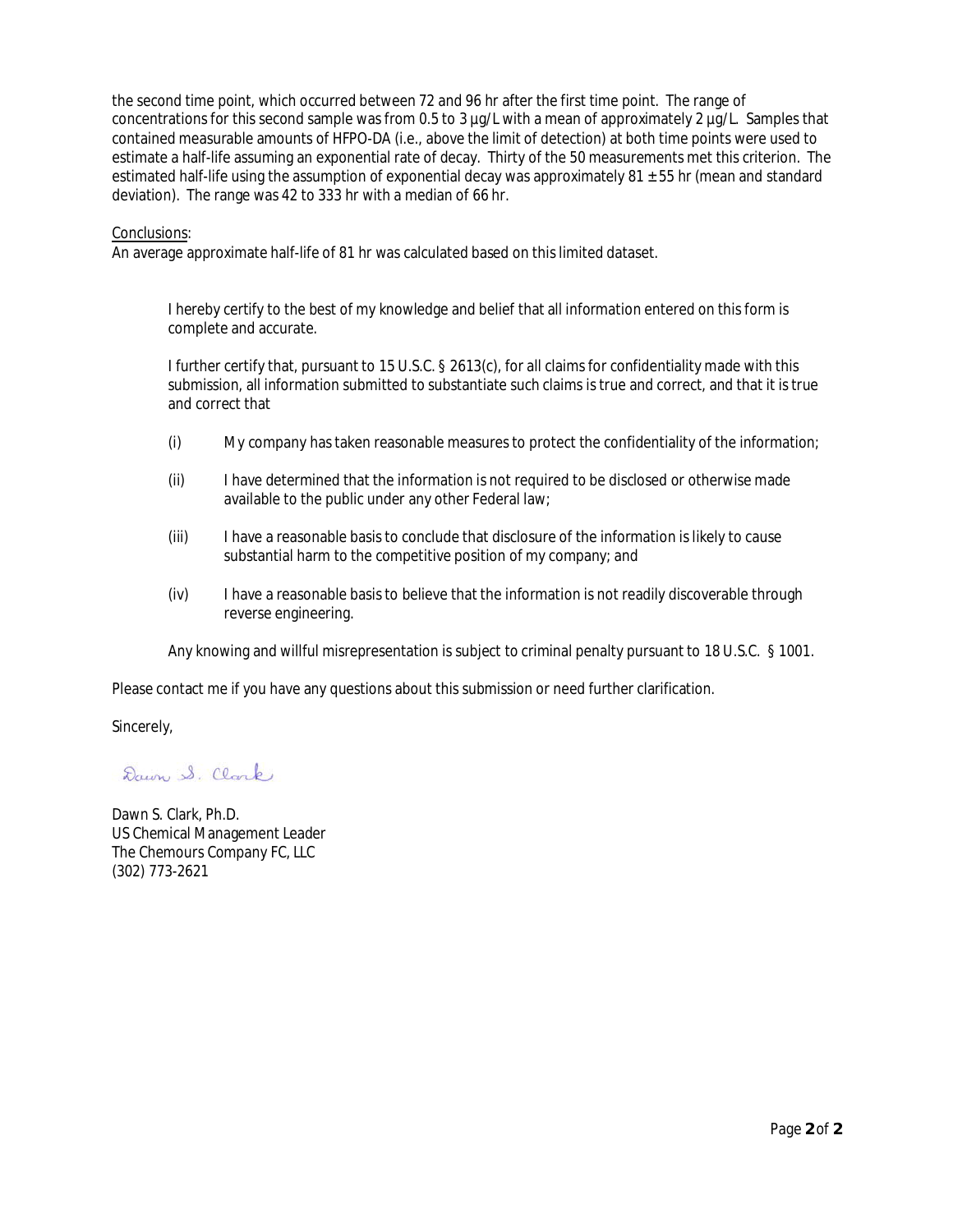the second time point, which occurred between 72 and 96 hr after the first time point. The range of concentrations for this second sample was from 0.5 to 3 µg/L with a mean of approximately 2 µg/L. Samples that contained measurable amounts of HFPO-DA (i.e., above the limit of detection) at both time points were used to estimate a half-life assuming an exponential rate of decay. Thirty of the 50 measurements met this criterion. The estimated half-life using the assumption of exponential decay was approximately 81 ± 55 hr (mean and standard deviation). The range was 42 to 333 hr with a median of 66 hr.

<u>Conclusions</u>:

An average approximate half-life of 81 hr was calculated based on this limited dataset.

> I hereby certify to the best of my knowledge and belief that all information entered on this form is complete and accurate.
>
> I further certify that, pursuant to 15 U.S.C. § 2613(c), for all claims for confidentiality made with this submission, all information submitted to substantiate such claims is true and correct, and that it is true and correct that
>
> (i) My company has taken reasonable measures to protect the confidentiality of the information;
>
> (ii) I have determined that the information is not required to be disclosed or otherwise made available to the public under any other Federal law;
>
> (iii) I have a reasonable basis to conclude that disclosure of the information is likely to cause substantial harm to the competitive position of my company; and
>
> (iv) I have a reasonable basis to believe that the information is not readily discoverable through reverse engineering.
>
> Any knowing and willful misrepresentation is subject to criminal penalty pursuant to 18 U.S.C. § 1001.

Please contact me if you have any questions about this submission or need further clarification.

Sincerely,

Dawn S. Clark

Dawn S. Clark, Ph.D.
US Chemical Management Leader
The Chemours Company FC, LLC
(302) 773-2621